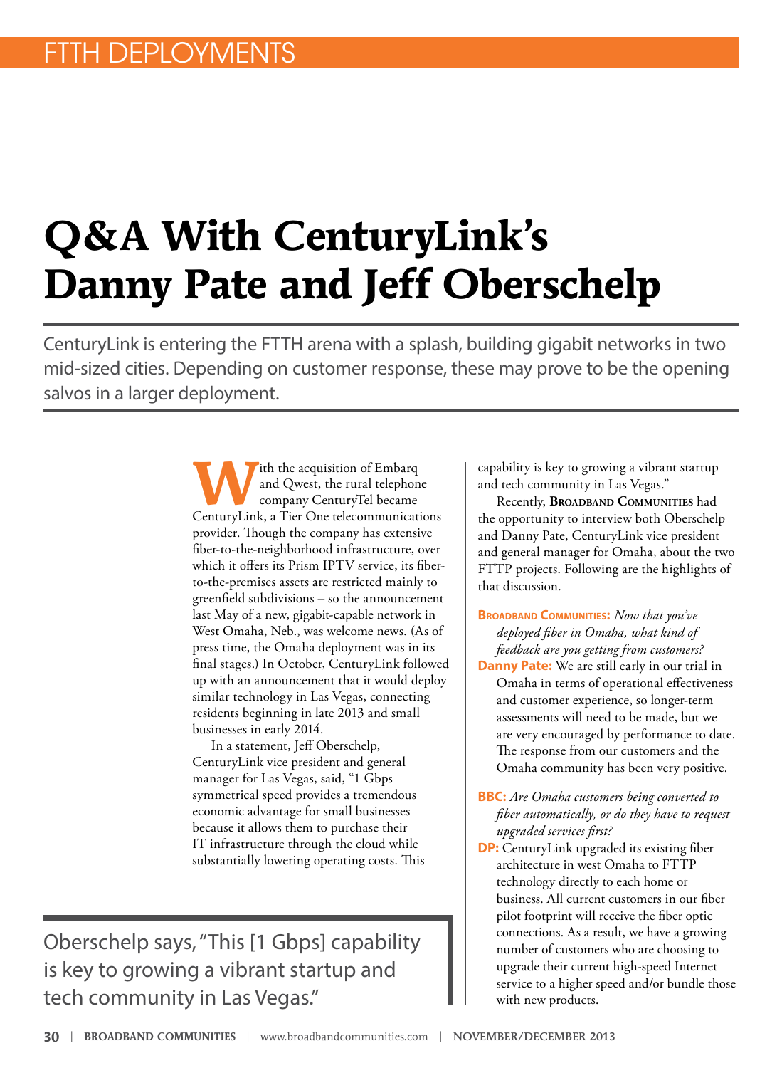# Q&A With CenturyLink's Danny Pate and Jeff Oberschelp

CenturyLink is entering the FTTH arena with a splash, building gigabit networks in two mid-sized cities. Depending on customer response, these may prove to be the opening salvos in a larger deployment.

With the acquisition of Embarq and Qwest, the rural telephone company CenturyTel became CenturyLink, a Tier One telecommunications provider. Though the company has extensive fiber-to-the-neighborhood infrastructure, over which it offers its Prism IPTV service, its fiber-to-the-premises assets are restricted mainly to greenfield subdivisions – so the announcement last May of a new, gigabit-capable network in West Omaha, Neb., was welcome news. (As of press time, the Omaha deployment was in its final stages.) In October, CenturyLink followed up with an announcement that it would deploy similar technology in Las Vegas, connecting residents beginning in late 2013 and small businesses in early 2014.

In a statement, Jeff Oberschelp, CenturyLink vice president and general manager for Las Vegas, said, "1 Gbps symmetrical speed provides a tremendous economic advantage for small businesses because it allows them to purchase their IT infrastructure through the cloud while substantially lowering operating costs. This capability is key to growing a vibrant startup and tech community in Las Vegas."

> Oberschelp says, "This [1 Gbps] capability is key to growing a vibrant startup and tech community in Las Vegas."

Recently, **Broadband Communities** had the opportunity to interview both Oberschelp and Danny Pate, CenturyLink vice president and general manager for Omaha, about the two FTTP projects. Following are the highlights of that discussion.

**Broadband Communities:** *Now that you've deployed fiber in Omaha, what kind of feedback are you getting from customers?*

**Danny Pate:** We are still early in our trial in Omaha in terms of operational effectiveness and customer experience, so longer-term assessments will need to be made, but we are very encouraged by performance to date. The response from our customers and the Omaha community has been very positive.

**BBC:** *Are Omaha customers being converted to fiber automatically, or do they have to request upgraded services first?*

**DP:** CenturyLink upgraded its existing fiber architecture in west Omaha to FTTP technology directly to each home or business. All current customers in our fiber pilot footprint will receive the fiber optic connections. As a result, we have a growing number of customers who are choosing to upgrade their current high-speed Internet service to a higher speed and/or bundle those with new products.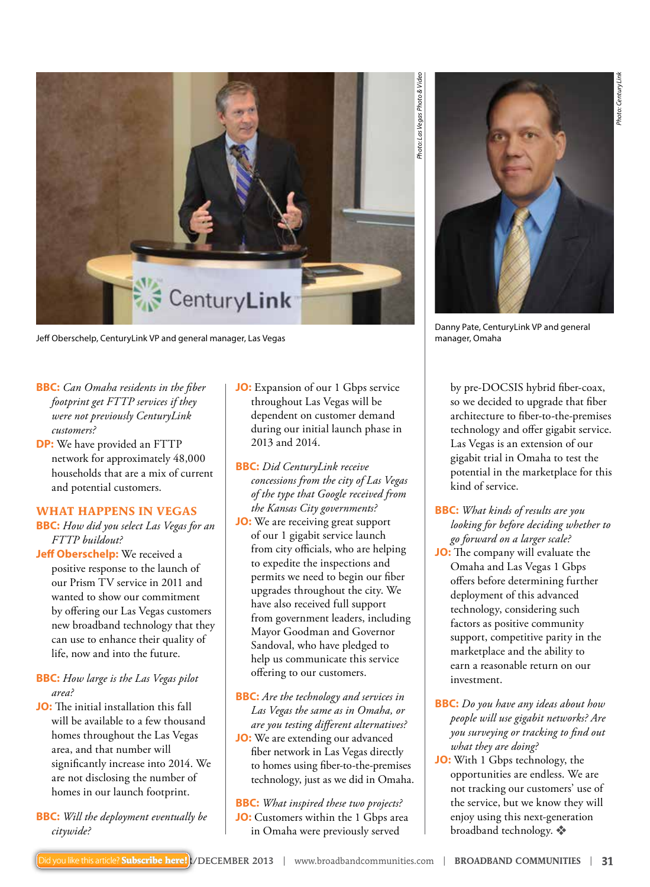Jeff Oberschelp, CenturyLink VP and general manager, Las Vegas

Danny Pate, CenturyLink VP and general manager, Omaha

**BBC:** *Can Omaha residents in the fiber footprint get FTTP services if they were not previously CenturyLink customers?*

**DP:** We have provided an FTTP network for approximately 48,000 households that are a mix of current and potential customers.

## WHAT HAPPENS IN VEGAS

**BBC:** *How did you select Las Vegas for an FTTP buildout?*

**Jeff Oberschelp:** We received a positive response to the launch of our Prism TV service in 2011 and wanted to show our commitment by offering our Las Vegas customers new broadband technology that they can use to enhance their quality of life, now and into the future.

**BBC:** *How large is the Las Vegas pilot area?*

**JO:** The initial installation this fall will be available to a few thousand homes throughout the Las Vegas area, and that number will significantly increase into 2014. We are not disclosing the number of homes in our launch footprint.

**BBC:** *Will the deployment eventually be citywide?*

**JO:** Expansion of our 1 Gbps service throughout Las Vegas will be dependent on customer demand during our initial launch phase in 2013 and 2014.

**BBC:** *Did CenturyLink receive concessions from the city of Las Vegas of the type that Google received from the Kansas City governments?*

**JO:** We are receiving great support of our 1 gigabit service launch from city officials, who are helping to expedite the inspections and permits we need to begin our fiber upgrades throughout the city. We have also received full support from government leaders, including Mayor Goodman and Governor Sandoval, who have pledged to help us communicate this service offering to our customers.

**BBC:** *Are the technology and services in Las Vegas the same as in Omaha, or are you testing different alternatives?*

**JO:** We are extending our advanced fiber network in Las Vegas directly to homes using fiber-to-the-premises technology, just as we did in Omaha.

**BBC:** *What inspired these two projects?*

**JO:** Customers within the 1 Gbps area in Omaha were previously served by pre-DOCSIS hybrid fiber-coax, so we decided to upgrade that fiber architecture to fiber-to-the-premises technology and offer gigabit service. Las Vegas is an extension of our gigabit trial in Omaha to test the potential in the marketplace for this kind of service.

**BBC:** *What kinds of results are you looking for before deciding whether to go forward on a larger scale?*

**JO:** The company will evaluate the Omaha and Las Vegas 1 Gbps offers before determining further deployment of this advanced technology, considering such factors as positive community support, competitive parity in the marketplace and the ability to earn a reasonable return on our investment.

**BBC:** *Do you have any ideas about how people will use gigabit networks? Are you surveying or tracking to find out what they are doing?*

**JO:** With 1 Gbps technology, the opportunities are endless. We are not tracking our customers' use of the service, but we know they will enjoy using this next-generation broadband technology. ❖